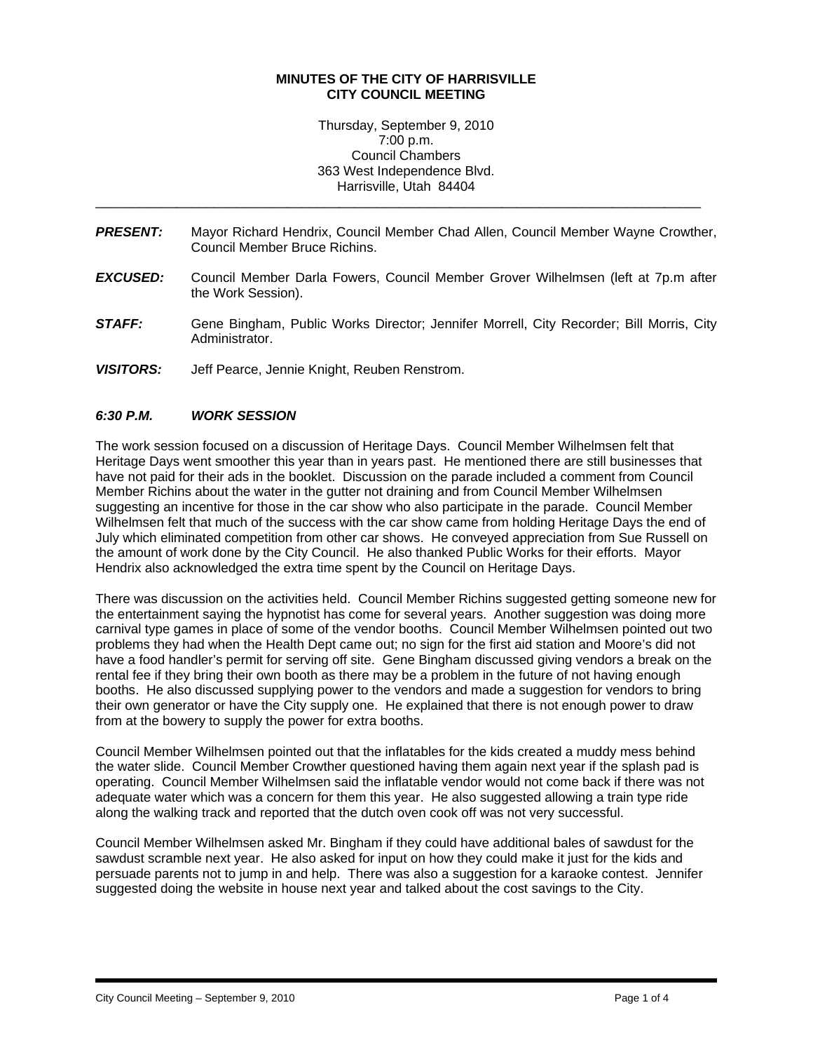**MINUTES OF THE CITY OF HARRISVILLE**
**CITY COUNCIL MEETING**

Thursday, September 9, 2010
7:00 p.m.
Council Chambers
363 West Independence Blvd.
Harrisville, Utah 84404

---

***PRESENT:*** Mayor Richard Hendrix, Council Member Chad Allen, Council Member Wayne Crowther, Council Member Bruce Richins.

***EXCUSED:*** Council Member Darla Fowers, Council Member Grover Wilhelmsen (left at 7p.m after the Work Session).

***STAFF:*** Gene Bingham, Public Works Director; Jennifer Morrell, City Recorder; Bill Morris, City Administrator.

***VISITORS:*** Jeff Pearce, Jennie Knight, Reuben Renstrom.

***6:30 P.M. WORK SESSION***

The work session focused on a discussion of Heritage Days. Council Member Wilhelmsen felt that Heritage Days went smoother this year than in years past. He mentioned there are still businesses that have not paid for their ads in the booklet. Discussion on the parade included a comment from Council Member Richins about the water in the gutter not draining and from Council Member Wilhelmsen suggesting an incentive for those in the car show who also participate in the parade. Council Member Wilhelmsen felt that much of the success with the car show came from holding Heritage Days the end of July which eliminated competition from other car shows. He conveyed appreciation from Sue Russell on the amount of work done by the City Council. He also thanked Public Works for their efforts. Mayor Hendrix also acknowledged the extra time spent by the Council on Heritage Days.

There was discussion on the activities held. Council Member Richins suggested getting someone new for the entertainment saying the hypnotist has come for several years. Another suggestion was doing more carnival type games in place of some of the vendor booths. Council Member Wilhelmsen pointed out two problems they had when the Health Dept came out; no sign for the first aid station and Moore's did not have a food handler's permit for serving off site. Gene Bingham discussed giving vendors a break on the rental fee if they bring their own booth as there may be a problem in the future of not having enough booths. He also discussed supplying power to the vendors and made a suggestion for vendors to bring their own generator or have the City supply one. He explained that there is not enough power to draw from at the bowery to supply the power for extra booths.

Council Member Wilhelmsen pointed out that the inflatables for the kids created a muddy mess behind the water slide. Council Member Crowther questioned having them again next year if the splash pad is operating. Council Member Wilhelmsen said the inflatable vendor would not come back if there was not adequate water which was a concern for them this year. He also suggested allowing a train type ride along the walking track and reported that the dutch oven cook off was not very successful.

Council Member Wilhelmsen asked Mr. Bingham if they could have additional bales of sawdust for the sawdust scramble next year. He also asked for input on how they could make it just for the kids and persuade parents not to jump in and help. There was also a suggestion for a karaoke contest. Jennifer suggested doing the website in house next year and talked about the cost savings to the City.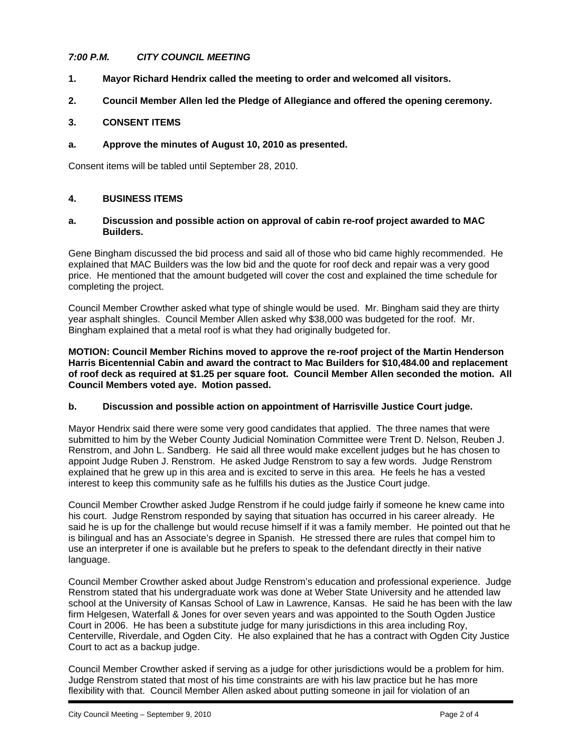*7:00 P.M. CITY COUNCIL MEETING*

**1. Mayor Richard Hendrix called the meeting to order and welcomed all visitors.**

**2. Council Member Allen led the Pledge of Allegiance and offered the opening ceremony.**

**3. CONSENT ITEMS**

**a. Approve the minutes of August 10, 2010 as presented.**

Consent items will be tabled until September 28, 2010.

**4. BUSINESS ITEMS**

**a. Discussion and possible action on approval of cabin re-roof project awarded to MAC Builders.**

Gene Bingham discussed the bid process and said all of those who bid came highly recommended. He explained that MAC Builders was the low bid and the quote for roof deck and repair was a very good price. He mentioned that the amount budgeted will cover the cost and explained the time schedule for completing the project.

Council Member Crowther asked what type of shingle would be used. Mr. Bingham said they are thirty year asphalt shingles. Council Member Allen asked why $38,000 was budgeted for the roof. Mr. Bingham explained that a metal roof is what they had originally budgeted for.

**MOTION: Council Member Richins moved to approve the re-roof project of the Martin Henderson Harris Bicentennial Cabin and award the contract to Mac Builders for $10,484.00 and replacement of roof deck as required at $1.25 per square foot. Council Member Allen seconded the motion. All Council Members voted aye. Motion passed.**

**b. Discussion and possible action on appointment of Harrisville Justice Court judge.**

Mayor Hendrix said there were some very good candidates that applied. The three names that were submitted to him by the Weber County Judicial Nomination Committee were Trent D. Nelson, Reuben J. Renstrom, and John L. Sandberg. He said all three would make excellent judges but he has chosen to appoint Judge Ruben J. Renstrom. He asked Judge Renstrom to say a few words. Judge Renstrom explained that he grew up in this area and is excited to serve in this area. He feels he has a vested interest to keep this community safe as he fulfills his duties as the Justice Court judge.

Council Member Crowther asked Judge Renstrom if he could judge fairly if someone he knew came into his court. Judge Renstrom responded by saying that situation has occurred in his career already. He said he is up for the challenge but would recuse himself if it was a family member. He pointed out that he is bilingual and has an Associate's degree in Spanish. He stressed there are rules that compel him to use an interpreter if one is available but he prefers to speak to the defendant directly in their native language.

Council Member Crowther asked about Judge Renstrom's education and professional experience. Judge Renstrom stated that his undergraduate work was done at Weber State University and he attended law school at the University of Kansas School of Law in Lawrence, Kansas. He said he has been with the law firm Helgesen, Waterfall & Jones for over seven years and was appointed to the South Ogden Justice Court in 2006. He has been a substitute judge for many jurisdictions in this area including Roy, Centerville, Riverdale, and Ogden City. He also explained that he has a contract with Ogden City Justice Court to act as a backup judge.

Council Member Crowther asked if serving as a judge for other jurisdictions would be a problem for him. Judge Renstrom stated that most of his time constraints are with his law practice but he has more flexibility with that. Council Member Allen asked about putting someone in jail for violation of an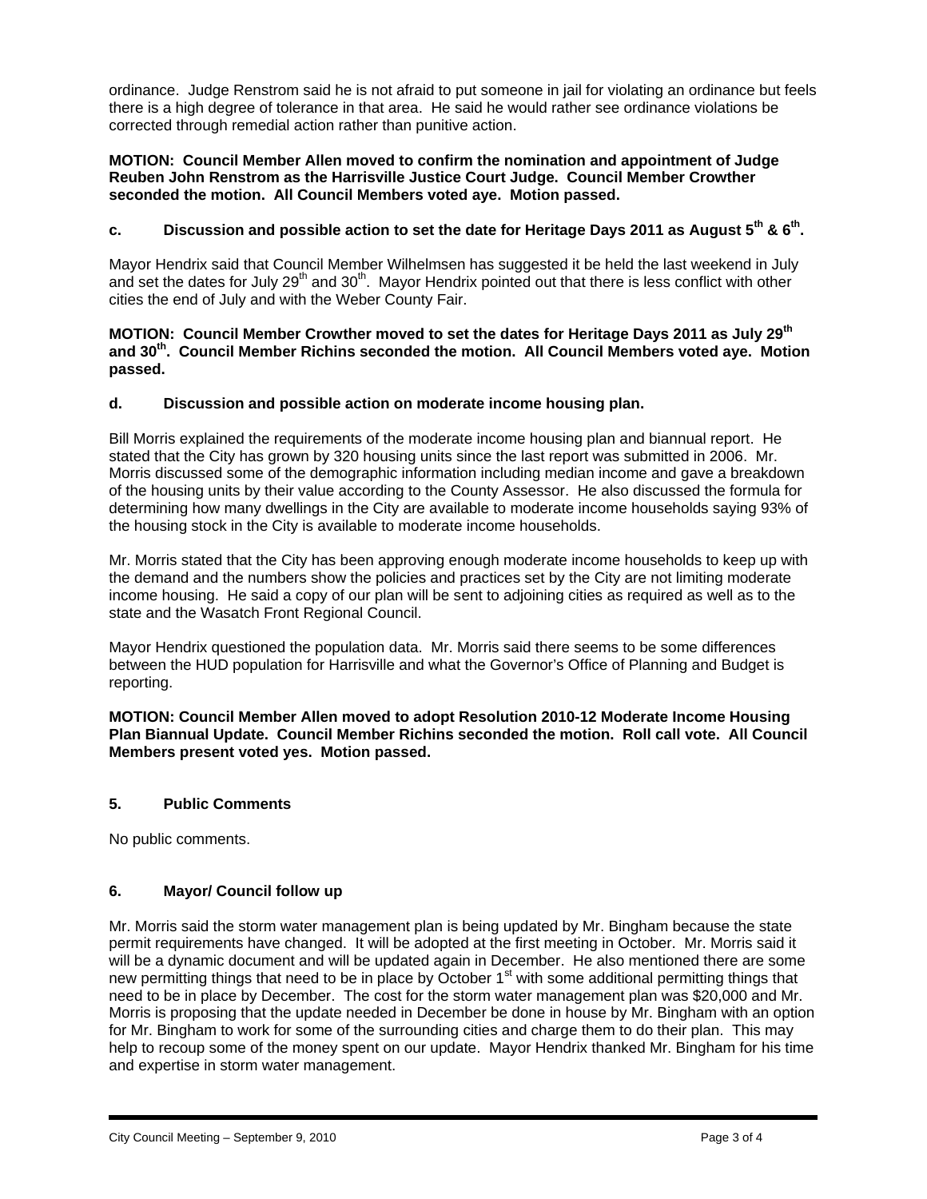ordinance. Judge Renstrom said he is not afraid to put someone in jail for violating an ordinance but feels there is a high degree of tolerance in that area. He said he would rather see ordinance violations be corrected through remedial action rather than punitive action.

**MOTION: Council Member Allen moved to confirm the nomination and appointment of Judge Reuben John Renstrom as the Harrisville Justice Court Judge. Council Member Crowther seconded the motion. All Council Members voted aye. Motion passed.**

### c. Discussion and possible action to set the date for Heritage Days 2011 as August 5th & 6th.

Mayor Hendrix said that Council Member Wilhelmsen has suggested it be held the last weekend in July and set the dates for July 29th and 30th. Mayor Hendrix pointed out that there is less conflict with other cities the end of July and with the Weber County Fair.

**MOTION: Council Member Crowther moved to set the dates for Heritage Days 2011 as July 29th and 30th. Council Member Richins seconded the motion. All Council Members voted aye. Motion passed.**

### d. Discussion and possible action on moderate income housing plan.

Bill Morris explained the requirements of the moderate income housing plan and biannual report. He stated that the City has grown by 320 housing units since the last report was submitted in 2006. Mr. Morris discussed some of the demographic information including median income and gave a breakdown of the housing units by their value according to the County Assessor. He also discussed the formula for determining how many dwellings in the City are available to moderate income households saying 93% of the housing stock in the City is available to moderate income households.

Mr. Morris stated that the City has been approving enough moderate income households to keep up with the demand and the numbers show the policies and practices set by the City are not limiting moderate income housing. He said a copy of our plan will be sent to adjoining cities as required as well as to the state and the Wasatch Front Regional Council.

Mayor Hendrix questioned the population data. Mr. Morris said there seems to be some differences between the HUD population for Harrisville and what the Governor's Office of Planning and Budget is reporting.

**MOTION: Council Member Allen moved to adopt Resolution 2010-12 Moderate Income Housing Plan Biannual Update. Council Member Richins seconded the motion. Roll call vote. All Council Members present voted yes. Motion passed.**

## 5. Public Comments

No public comments.

## 6. Mayor/ Council follow up

Mr. Morris said the storm water management plan is being updated by Mr. Bingham because the state permit requirements have changed. It will be adopted at the first meeting in October. Mr. Morris said it will be a dynamic document and will be updated again in December. He also mentioned there are some new permitting things that need to be in place by October 1st with some additional permitting things that need to be in place by December. The cost for the storm water management plan was $20,000 and Mr. Morris is proposing that the update needed in December be done in house by Mr. Bingham with an option for Mr. Bingham to work for some of the surrounding cities and charge them to do their plan. This may help to recoup some of the money spent on our update. Mayor Hendrix thanked Mr. Bingham for his time and expertise in storm water management.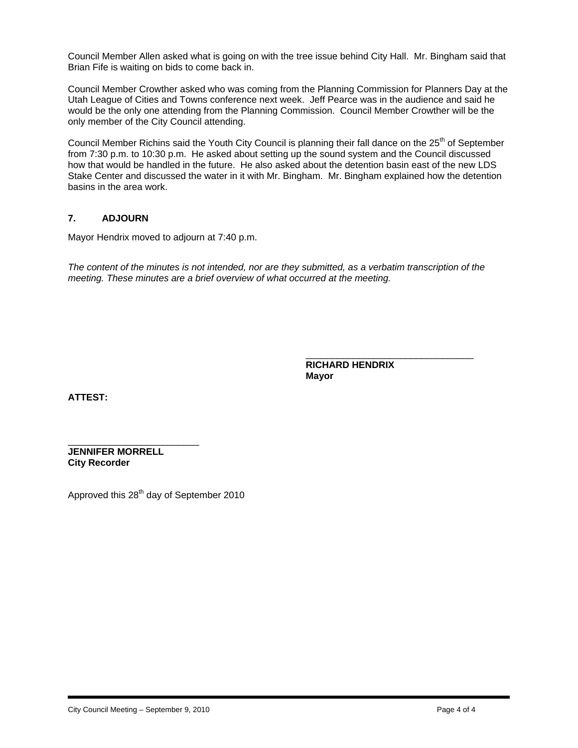Council Member Allen asked what is going on with the tree issue behind City Hall. Mr. Bingham said that Brian Fife is waiting on bids to come back in.

Council Member Crowther asked who was coming from the Planning Commission for Planners Day at the Utah League of Cities and Towns conference next week. Jeff Pearce was in the audience and said he would be the only one attending from the Planning Commission. Council Member Crowther will be the only member of the City Council attending.

Council Member Richins said the Youth City Council is planning their fall dance on the 25th of September from 7:30 p.m. to 10:30 p.m. He asked about setting up the sound system and the Council discussed how that would be handled in the future. He also asked about the detention basin east of the new LDS Stake Center and discussed the water in it with Mr. Bingham. Mr. Bingham explained how the detention basins in the area work.

## 7. ADJOURN

Mayor Hendrix moved to adjourn at 7:40 p.m.

*The content of the minutes is not intended, nor are they submitted, as a verbatim transcription of the meeting. These minutes are a brief overview of what occurred at the meeting.*

\_\_\_\_\_\_\_\_\_\_\_\_\_\_\_\_\_\_\_\_\_\_\_\_\_\_\_\_\_\_\_\_
**RICHARD HENDRIX**
**Mayor**

**ATTEST:**

\_\_\_\_\_\_\_\_\_\_\_\_\_\_\_\_\_\_\_\_\_\_\_\_\_
**JENNIFER MORRELL**
**City Recorder**

Approved this 28th day of September 2010